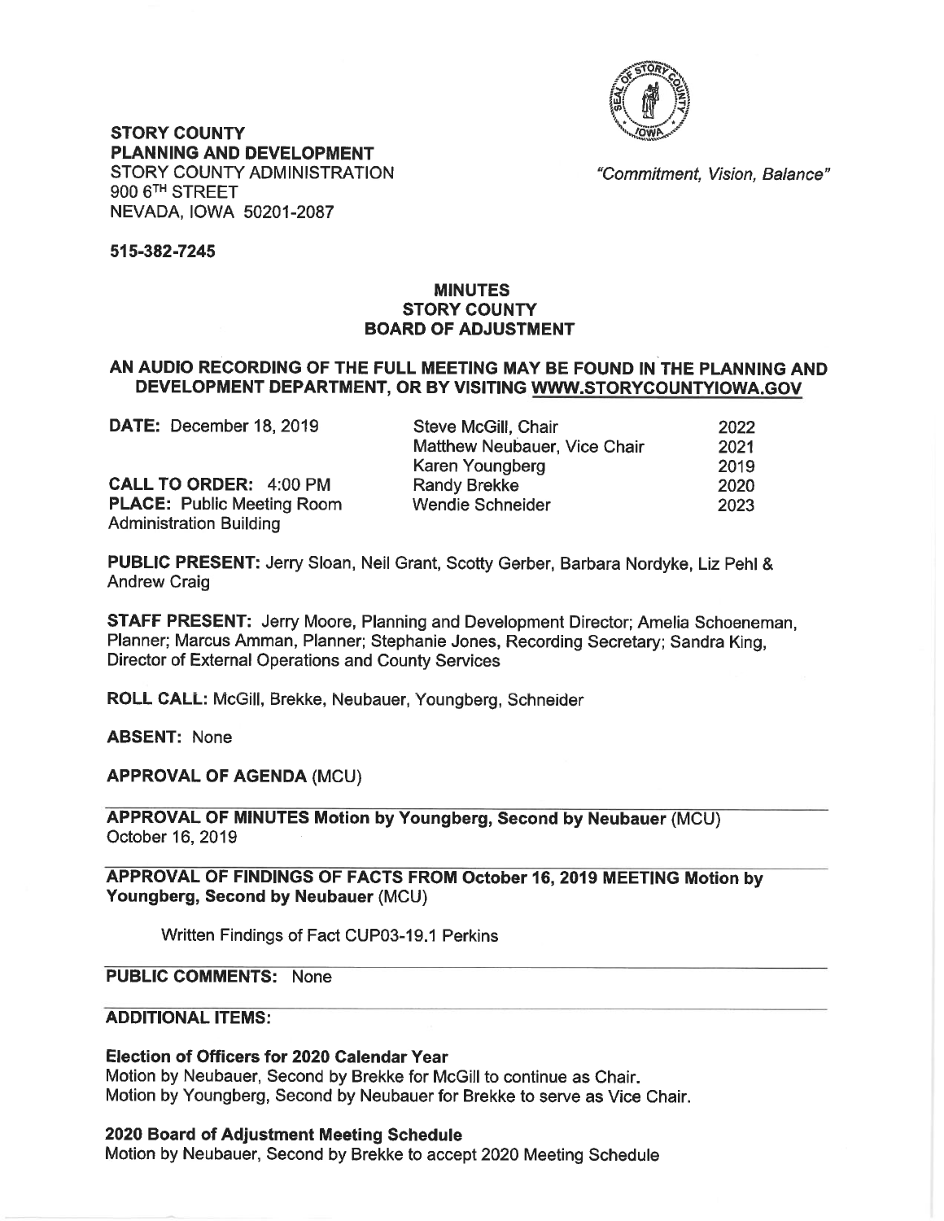**STORY COUNTY**
**PLANNING AND DEVELOPMENT**
STORY COUNTY ADMINISTRATION
900 6TH STREET
NEVADA, IOWA 50201-2087

*"Commitment, Vision, Balance"*

**515-382-7245**

# MINUTES
# STORY COUNTY
# BOARD OF ADJUSTMENT

**AN AUDIO RECORDING OF THE FULL MEETING MAY BE FOUND IN THE PLANNING AND DEVELOPMENT DEPARTMENT, OR BY VISITING WWW.STORYCOUNTYIOWA.GOV**

**DATE:** December 18, 2019

**CALL TO ORDER:** 4:00 PM
**PLACE:** Public Meeting Room Administration Building

| | |
|---|---|
| Steve McGill, Chair | 2022 |
| Matthew Neubauer, Vice Chair | 2021 |
| Karen Youngberg | 2019 |
| Randy Brekke | 2020 |
| Wendie Schneider | 2023 |

**PUBLIC PRESENT:** Jerry Sloan, Neil Grant, Scotty Gerber, Barbara Nordyke, Liz Pehl & Andrew Craig

**STAFF PRESENT:** Jerry Moore, Planning and Development Director; Amelia Schoeneman, Planner; Marcus Amman, Planner; Stephanie Jones, Recording Secretary; Sandra King, Director of External Operations and County Services

**ROLL CALL:** McGill, Brekke, Neubauer, Youngberg, Schneider

**ABSENT:** None

**APPROVAL OF AGENDA** (MCU)

**APPROVAL OF MINUTES Motion by Youngberg, Second by Neubauer** (MCU)
October 16, 2019

**APPROVAL OF FINDINGS OF FACTS FROM October 16, 2019 MEETING Motion by Youngberg, Second by Neubauer** (MCU)

Written Findings of Fact CUP03-19.1 Perkins

**PUBLIC COMMENTS:** None

**ADDITIONAL ITEMS:**

**Election of Officers for 2020 Calendar Year**
Motion by Neubauer, Second by Brekke for McGill to continue as Chair.
Motion by Youngberg, Second by Neubauer for Brekke to serve as Vice Chair.

**2020 Board of Adjustment Meeting Schedule**
Motion by Neubauer, Second by Brekke to accept 2020 Meeting Schedule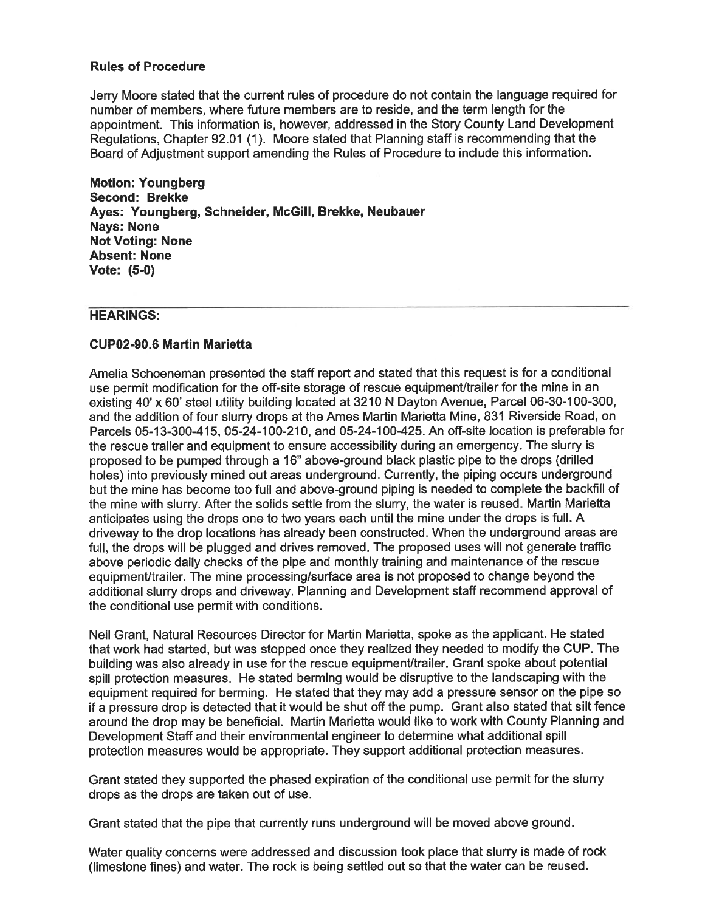**Rules of Procedure**

Jerry Moore stated that the current rules of procedure do not contain the language required for number of members, where future members are to reside, and the term length for the appointment. This information is, however, addressed in the Story County Land Development Regulations, Chapter 92.01 (1). Moore stated that Planning staff is recommending that the Board of Adjustment support amending the Rules of Procedure to include this information.

**Motion: Youngberg**
**Second: Brekke**
**Ayes: Youngberg, Schneider, McGill, Brekke, Neubauer**
**Nays: None**
**Not Voting: None**
**Absent: None**
**Vote: (5-0)**

---

## HEARINGS:

**CUP02-90.6 Martin Marietta**

Amelia Schoeneman presented the staff report and stated that this request is for a conditional use permit modification for the off-site storage of rescue equipment/trailer for the mine in an existing 40' x 60' steel utility building located at 3210 N Dayton Avenue, Parcel 06-30-100-300, and the addition of four slurry drops at the Ames Martin Marietta Mine, 831 Riverside Road, on Parcels 05-13-300-415, 05-24-100-210, and 05-24-100-425. An off-site location is preferable for the rescue trailer and equipment to ensure accessibility during an emergency. The slurry is proposed to be pumped through a 16" above-ground black plastic pipe to the drops (drilled holes) into previously mined out areas underground. Currently, the piping occurs underground but the mine has become too full and above-ground piping is needed to complete the backfill of the mine with slurry. After the solids settle from the slurry, the water is reused. Martin Marietta anticipates using the drops one to two years each until the mine under the drops is full. A driveway to the drop locations has already been constructed. When the underground areas are full, the drops will be plugged and drives removed. The proposed uses will not generate traffic above periodic daily checks of the pipe and monthly training and maintenance of the rescue equipment/trailer. The mine processing/surface area is not proposed to change beyond the additional slurry drops and driveway. Planning and Development staff recommend approval of the conditional use permit with conditions.

Neil Grant, Natural Resources Director for Martin Marietta, spoke as the applicant. He stated that work had started, but was stopped once they realized they needed to modify the CUP. The building was also already in use for the rescue equipment/trailer. Grant spoke about potential spill protection measures. He stated berming would be disruptive to the landscaping with the equipment required for berming. He stated that they may add a pressure sensor on the pipe so if a pressure drop is detected that it would be shut off the pump. Grant also stated that silt fence around the drop may be beneficial. Martin Marietta would like to work with County Planning and Development Staff and their environmental engineer to determine what additional spill protection measures would be appropriate. They support additional protection measures.

Grant stated they supported the phased expiration of the conditional use permit for the slurry drops as the drops are taken out of use.

Grant stated that the pipe that currently runs underground will be moved above ground.

Water quality concerns were addressed and discussion took place that slurry is made of rock (limestone fines) and water. The rock is being settled out so that the water can be reused.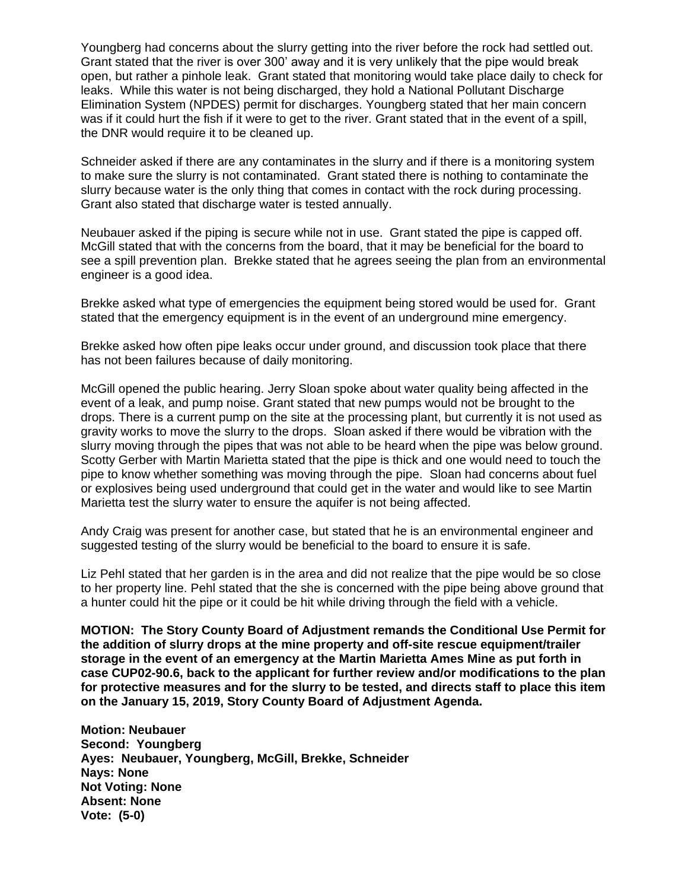Youngberg had concerns about the slurry getting into the river before the rock had settled out. Grant stated that the river is over 300' away and it is very unlikely that the pipe would break open, but rather a pinhole leak. Grant stated that monitoring would take place daily to check for leaks. While this water is not being discharged, they hold a National Pollutant Discharge Elimination System (NPDES) permit for discharges. Youngberg stated that her main concern was if it could hurt the fish if it were to get to the river. Grant stated that in the event of a spill, the DNR would require it to be cleaned up.

Schneider asked if there are any contaminates in the slurry and if there is a monitoring system to make sure the slurry is not contaminated. Grant stated there is nothing to contaminate the slurry because water is the only thing that comes in contact with the rock during processing. Grant also stated that discharge water is tested annually.

Neubauer asked if the piping is secure while not in use. Grant stated the pipe is capped off. McGill stated that with the concerns from the board, that it may be beneficial for the board to see a spill prevention plan. Brekke stated that he agrees seeing the plan from an environmental engineer is a good idea.

Brekke asked what type of emergencies the equipment being stored would be used for. Grant stated that the emergency equipment is in the event of an underground mine emergency.

Brekke asked how often pipe leaks occur under ground, and discussion took place that there has not been failures because of daily monitoring.

McGill opened the public hearing. Jerry Sloan spoke about water quality being affected in the event of a leak, and pump noise. Grant stated that new pumps would not be brought to the drops. There is a current pump on the site at the processing plant, but currently it is not used as gravity works to move the slurry to the drops. Sloan asked if there would be vibration with the slurry moving through the pipes that was not able to be heard when the pipe was below ground. Scotty Gerber with Martin Marietta stated that the pipe is thick and one would need to touch the pipe to know whether something was moving through the pipe. Sloan had concerns about fuel or explosives being used underground that could get in the water and would like to see Martin Marietta test the slurry water to ensure the aquifer is not being affected.

Andy Craig was present for another case, but stated that he is an environmental engineer and suggested testing of the slurry would be beneficial to the board to ensure it is safe.

Liz Pehl stated that her garden is in the area and did not realize that the pipe would be so close to her property line. Pehl stated that the she is concerned with the pipe being above ground that a hunter could hit the pipe or it could be hit while driving through the field with a vehicle.

**MOTION: The Story County Board of Adjustment remands the Conditional Use Permit for the addition of slurry drops at the mine property and off-site rescue equipment/trailer storage in the event of an emergency at the Martin Marietta Ames Mine as put forth in case CUP02-90.6, back to the applicant for further review and/or modifications to the plan for protective measures and for the slurry to be tested, and directs staff to place this item on the January 15, 2019, Story County Board of Adjustment Agenda.**

**Motion: Neubauer**
**Second: Youngberg**
**Ayes: Neubauer, Youngberg, McGill, Brekke, Schneider**
**Nays: None**
**Not Voting: None**
**Absent: None**
**Vote: (5-0)**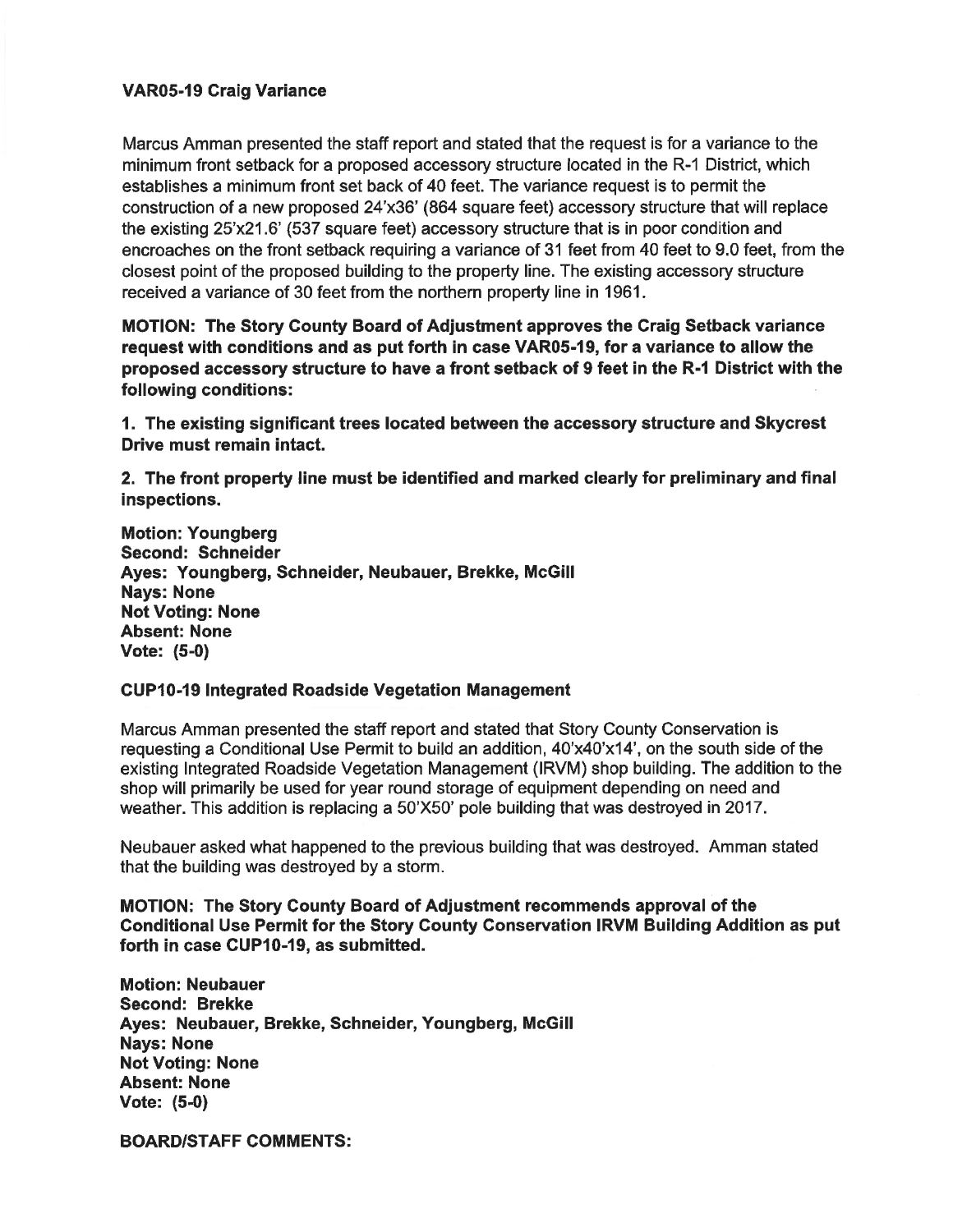**VAR05-19 Craig Variance**

Marcus Amman presented the staff report and stated that the request is for a variance to the minimum front setback for a proposed accessory structure located in the R-1 District, which establishes a minimum front set back of 40 feet. The variance request is to permit the construction of a new proposed 24'x36' (864 square feet) accessory structure that will replace the existing 25'x21.6' (537 square feet) accessory structure that is in poor condition and encroaches on the front setback requiring a variance of 31 feet from 40 feet to 9.0 feet, from the closest point of the proposed building to the property line. The existing accessory structure received a variance of 30 feet from the northern property line in 1961.

**MOTION: The Story County Board of Adjustment approves the Craig Setback variance request with conditions and as put forth in case VAR05-19, for a variance to allow the proposed accessory structure to have a front setback of 9 feet in the R-1 District with the following conditions:**

**1. The existing significant trees located between the accessory structure and Skycrest Drive must remain intact.**

**2. The front property line must be identified and marked clearly for preliminary and final inspections.**

**Motion: Youngberg**
**Second: Schneider**
**Ayes: Youngberg, Schneider, Neubauer, Brekke, McGill**
**Nays: None**
**Not Voting: None**
**Absent: None**
**Vote: (5-0)**

**CUP10-19 Integrated Roadside Vegetation Management**

Marcus Amman presented the staff report and stated that Story County Conservation is requesting a Conditional Use Permit to build an addition, 40'x40'x14', on the south side of the existing Integrated Roadside Vegetation Management (IRVM) shop building. The addition to the shop will primarily be used for year round storage of equipment depending on need and weather. This addition is replacing a 50'X50' pole building that was destroyed in 2017.

Neubauer asked what happened to the previous building that was destroyed. Amman stated that the building was destroyed by a storm.

**MOTION: The Story County Board of Adjustment recommends approval of the Conditional Use Permit for the Story County Conservation IRVM Building Addition as put forth in case CUP10-19, as submitted.**

**Motion: Neubauer**
**Second: Brekke**
**Ayes: Neubauer, Brekke, Schneider, Youngberg, McGill**
**Nays: None**
**Not Voting: None**
**Absent: None**
**Vote: (5-0)**

**BOARD/STAFF COMMENTS:**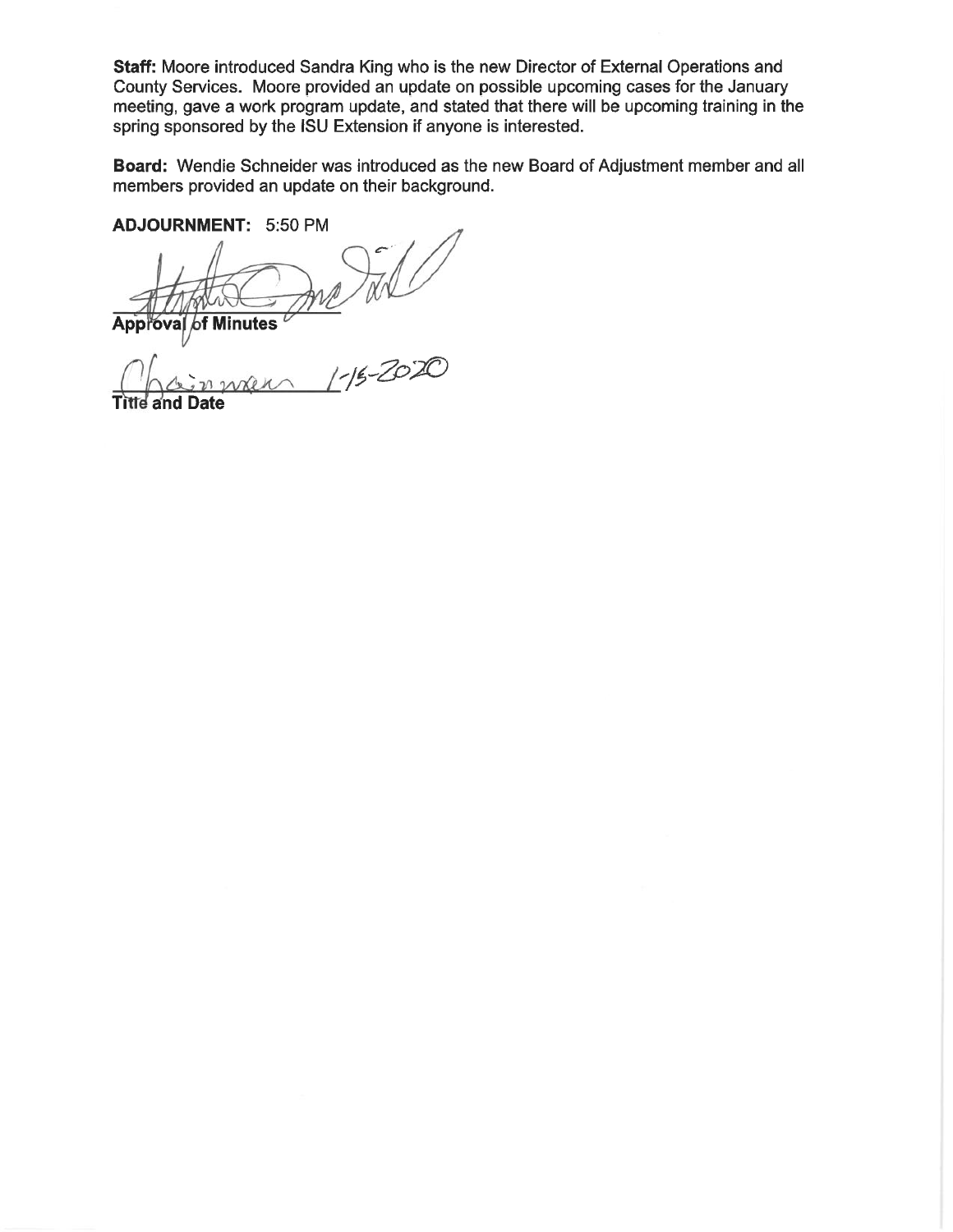**Staff:** Moore introduced Sandra King who is the new Director of External Operations and County Services. Moore provided an update on possible upcoming cases for the January meeting, gave a work program update, and stated that there will be upcoming training in the spring sponsored by the ISU Extension if anyone is interested.

**Board:** Wendie Schneider was introduced as the new Board of Adjustment member and all members provided an update on their background.

**ADJOURNMENT:** 5:50 PM

**Approval of Minutes**

Chairman 1-15-2020

**Title and Date**